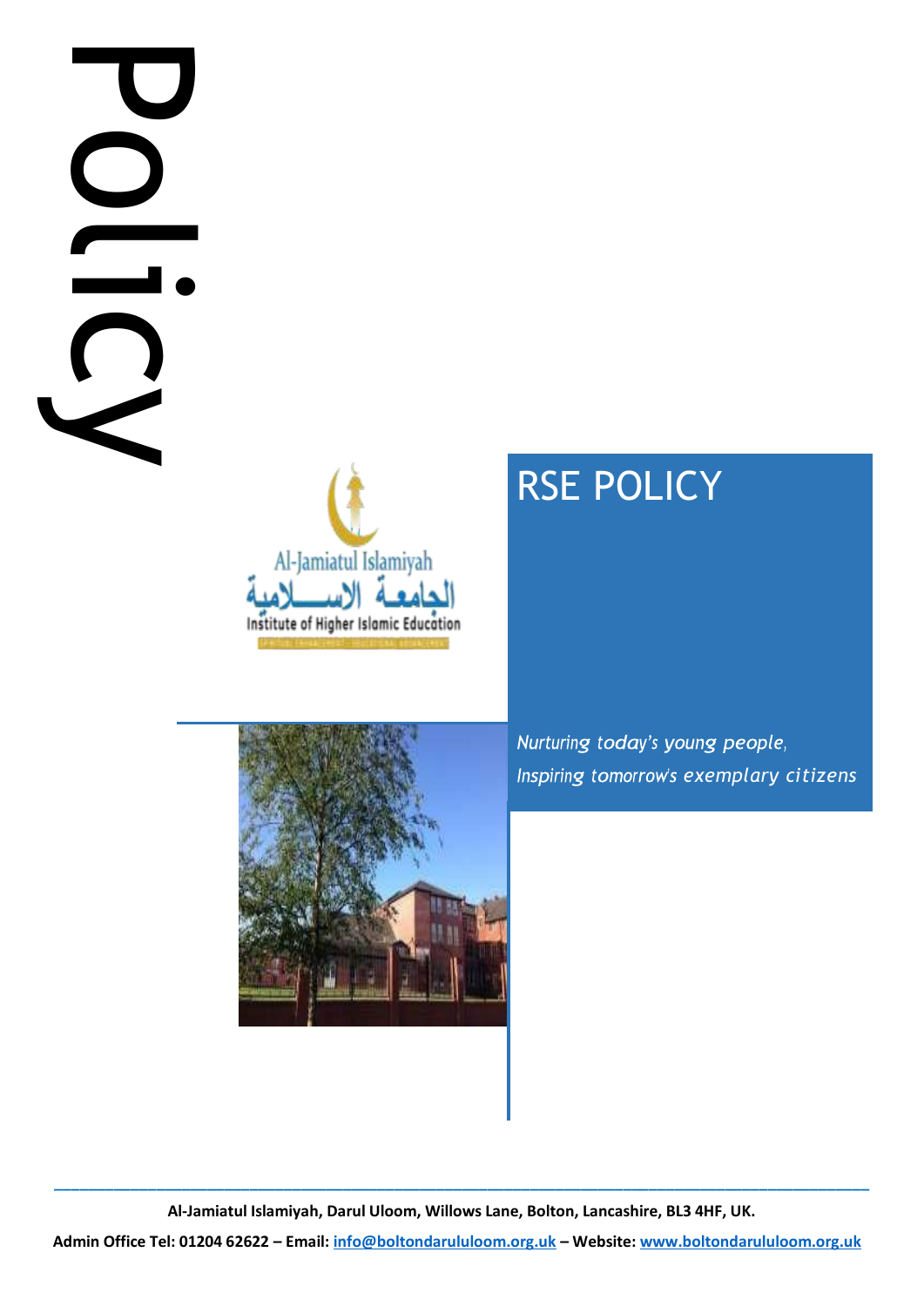Policy

Al-Jamiatul Islamiyah

الجامعة الاسلامية

Institute of Higher Islamic Education

# RSE POLICY

*Nurturing today's young people,*
*Inspiring tomorrow's exemplary citizens*

**Al-Jamiatul Islamiyah, Darul Uloom, Willows Lane, Bolton, Lancashire, BL3 4HF, UK.**

**Admin Office Tel: 01204 62622 – Email: info@boltondarululoom.org.uk – Website: www.boltondarululoom.org.uk**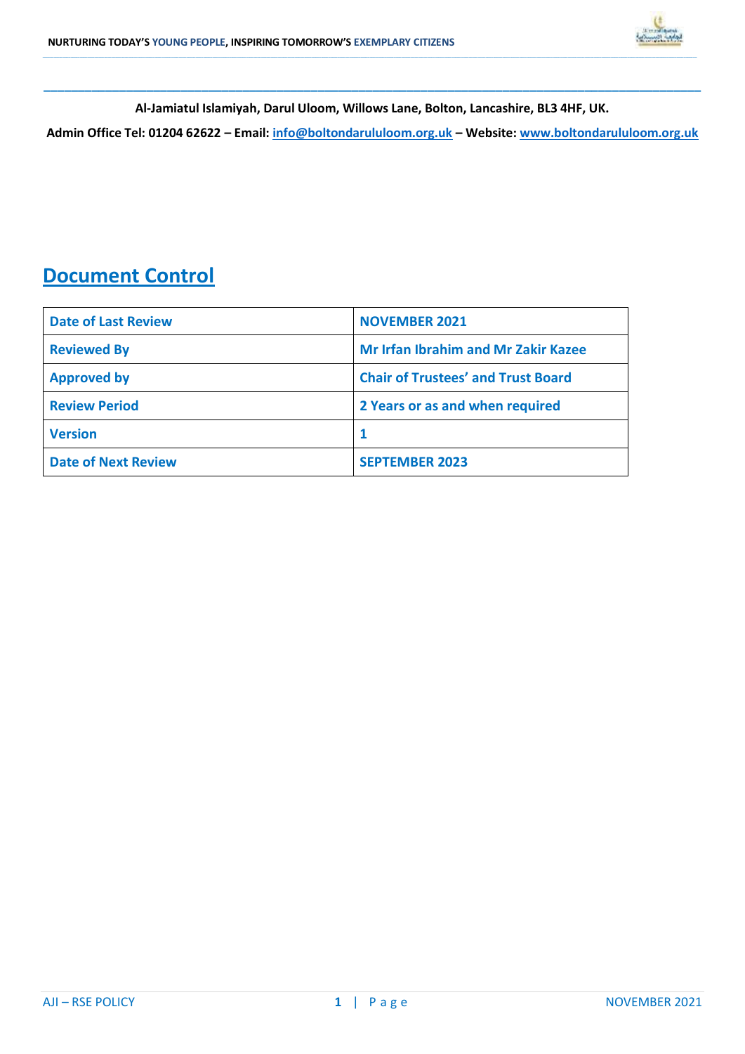Al-Jamiatul Islamiyah, Darul Uloom, Willows Lane, Bolton, Lancashire, BL3 4HF, UK.

Admin Office Tel: 01204 62622 – Email: info@boltondarululoom.org.uk – Website: www.boltondarululoom.org.uk

## Document Control

| Date of Last Review | NOVEMBER 2021 |
|---|---|
| Reviewed By | Mr Irfan Ibrahim and Mr Zakir Kazee |
| Approved by | Chair of Trustees' and Trust Board |
| Review Period | 2 Years or as and when required |
| Version | 1 |
| Date of Next Review | SEPTEMBER 2023 |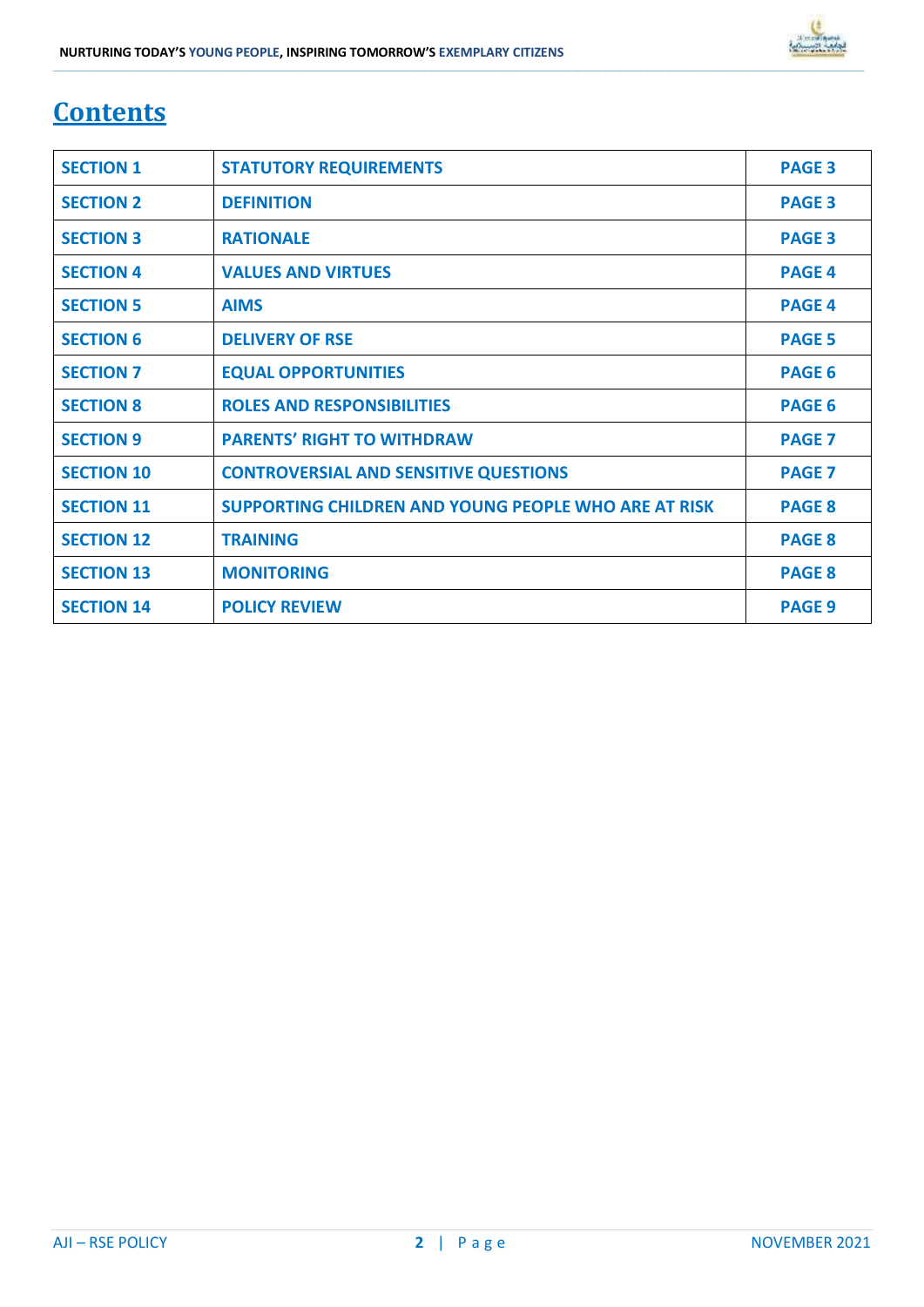# Contents

| SECTION 1 | STATUTORY REQUIREMENTS | PAGE 3 |
|---|---|---|
| SECTION 2 | DEFINITION | PAGE 3 |
| SECTION 3 | RATIONALE | PAGE 3 |
| SECTION 4 | VALUES AND VIRTUES | PAGE 4 |
| SECTION 5 | AIMS | PAGE 4 |
| SECTION 6 | DELIVERY OF RSE | PAGE 5 |
| SECTION 7 | EQUAL OPPORTUNITIES | PAGE 6 |
| SECTION 8 | ROLES AND RESPONSIBILITIES | PAGE 6 |
| SECTION 9 | PARENTS' RIGHT TO WITHDRAW | PAGE 7 |
| SECTION 10 | CONTROVERSIAL AND SENSITIVE QUESTIONS | PAGE 7 |
| SECTION 11 | SUPPORTING CHILDREN AND YOUNG PEOPLE WHO ARE AT RISK | PAGE 8 |
| SECTION 12 | TRAINING | PAGE 8 |
| SECTION 13 | MONITORING | PAGE 8 |
| SECTION 14 | POLICY REVIEW | PAGE 9 |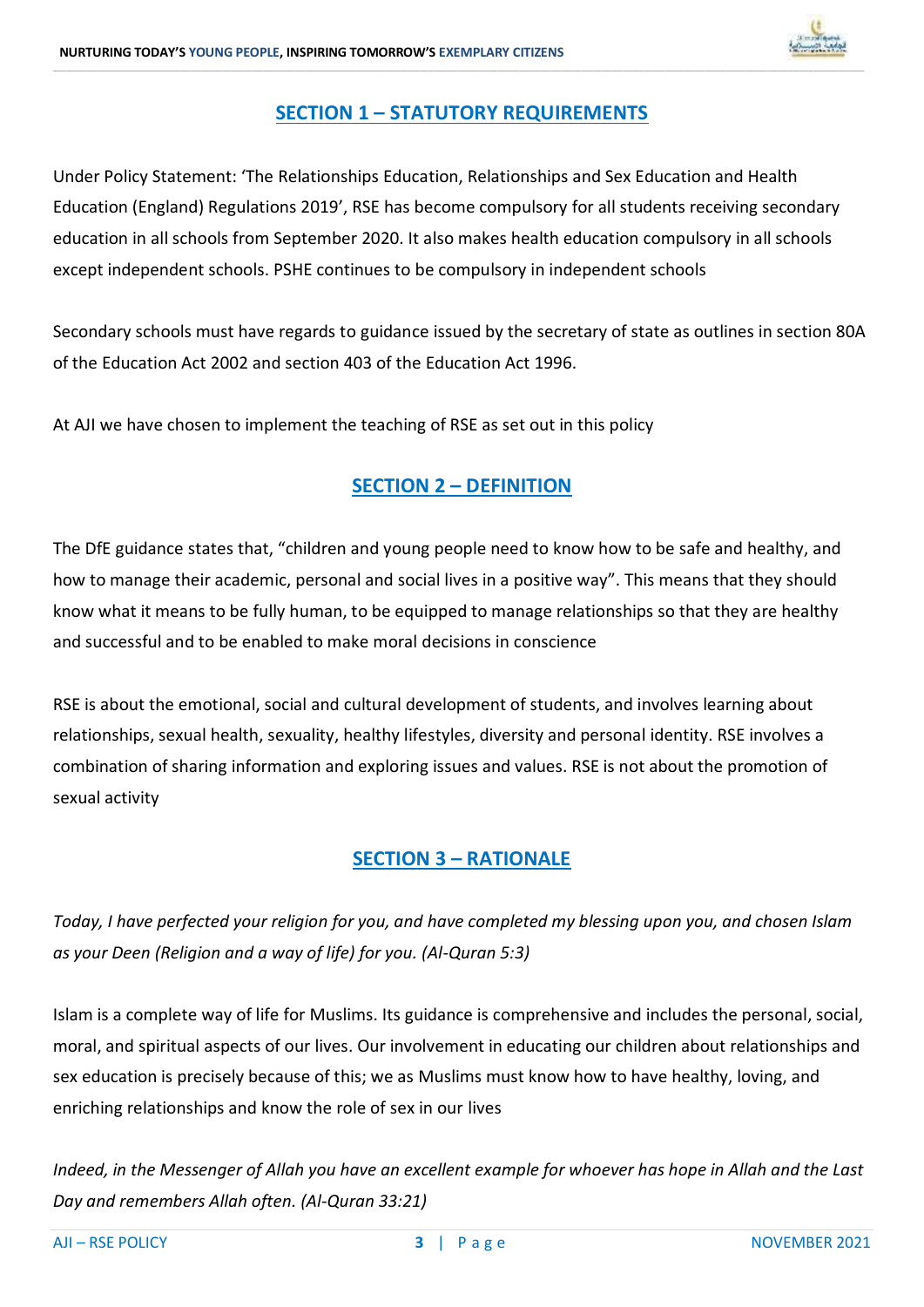## SECTION 1 – STATUTORY REQUIREMENTS

Under Policy Statement: 'The Relationships Education, Relationships and Sex Education and Health Education (England) Regulations 2019', RSE has become compulsory for all students receiving secondary education in all schools from September 2020. It also makes health education compulsory in all schools except independent schools. PSHE continues to be compulsory in independent schools

Secondary schools must have regards to guidance issued by the secretary of state as outlines in section 80A of the Education Act 2002 and section 403 of the Education Act 1996.

At AJI we have chosen to implement the teaching of RSE as set out in this policy

## SECTION 2 – DEFINITION

The DfE guidance states that, "children and young people need to know how to be safe and healthy, and how to manage their academic, personal and social lives in a positive way". This means that they should know what it means to be fully human, to be equipped to manage relationships so that they are healthy and successful and to be enabled to make moral decisions in conscience

RSE is about the emotional, social and cultural development of students, and involves learning about relationships, sexual health, sexuality, healthy lifestyles, diversity and personal identity. RSE involves a combination of sharing information and exploring issues and values. RSE is not about the promotion of sexual activity

## SECTION 3 – RATIONALE

*Today, I have perfected your religion for you, and have completed my blessing upon you, and chosen Islam as your Deen (Religion and a way of life) for you. (Al-Quran 5:3)*

Islam is a complete way of life for Muslims. Its guidance is comprehensive and includes the personal, social, moral, and spiritual aspects of our lives. Our involvement in educating our children about relationships and sex education is precisely because of this; we as Muslims must know how to have healthy, loving, and enriching relationships and know the role of sex in our lives

*Indeed, in the Messenger of Allah you have an excellent example for whoever has hope in Allah and the Last Day and remembers Allah often. (Al-Quran 33:21)*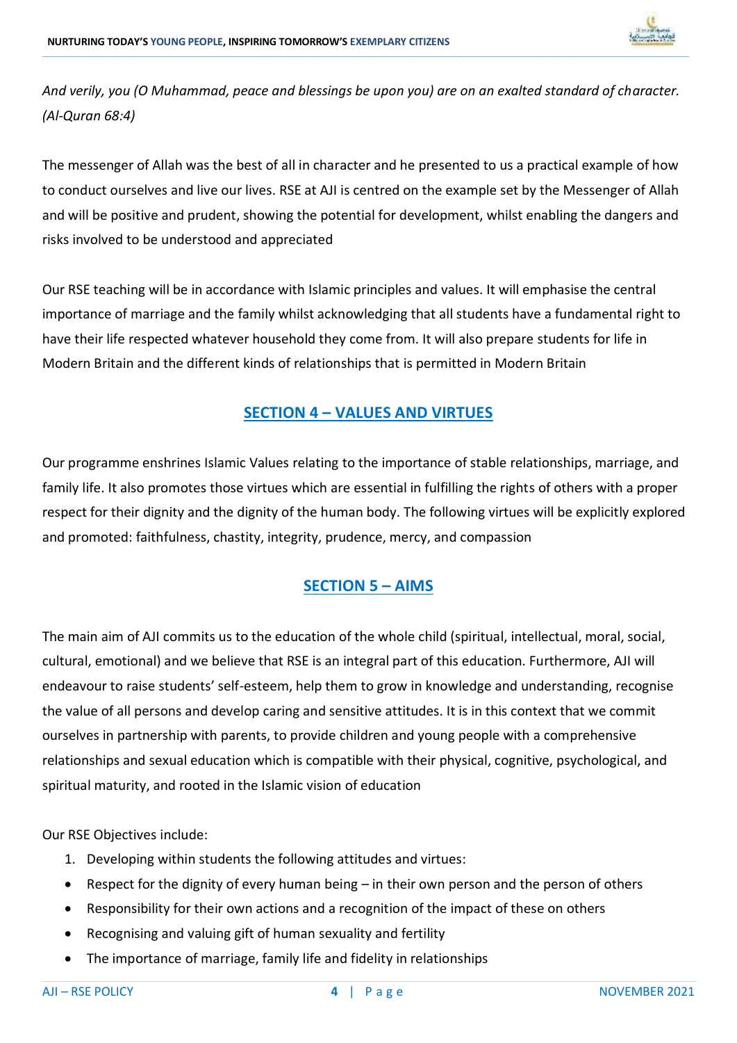*And verily, you (O Muhammad, peace and blessings be upon you) are on an exalted standard of character. (Al-Quran 68:4)*

The messenger of Allah was the best of all in character and he presented to us a practical example of how to conduct ourselves and live our lives. RSE at AJI is centred on the example set by the Messenger of Allah and will be positive and prudent, showing the potential for development, whilst enabling the dangers and risks involved to be understood and appreciated

Our RSE teaching will be in accordance with Islamic principles and values. It will emphasise the central importance of marriage and the family whilst acknowledging that all students have a fundamental right to have their life respected whatever household they come from. It will also prepare students for life in Modern Britain and the different kinds of relationships that is permitted in Modern Britain

## SECTION 4 – VALUES AND VIRTUES

Our programme enshrines Islamic Values relating to the importance of stable relationships, marriage, and family life. It also promotes those virtues which are essential in fulfilling the rights of others with a proper respect for their dignity and the dignity of the human body. The following virtues will be explicitly explored and promoted: faithfulness, chastity, integrity, prudence, mercy, and compassion

## SECTION 5 – AIMS

The main aim of AJI commits us to the education of the whole child (spiritual, intellectual, moral, social, cultural, emotional) and we believe that RSE is an integral part of this education. Furthermore, AJI will endeavour to raise students' self-esteem, help them to grow in knowledge and understanding, recognise the value of all persons and develop caring and sensitive attitudes. It is in this context that we commit ourselves in partnership with parents, to provide children and young people with a comprehensive relationships and sexual education which is compatible with their physical, cognitive, psychological, and spiritual maturity, and rooted in the Islamic vision of education

Our RSE Objectives include:

1. Developing within students the following attitudes and virtues:

- Respect for the dignity of every human being – in their own person and the person of others
- Responsibility for their own actions and a recognition of the impact of these on others
- Recognising and valuing gift of human sexuality and fertility
- The importance of marriage, family life and fidelity in relationships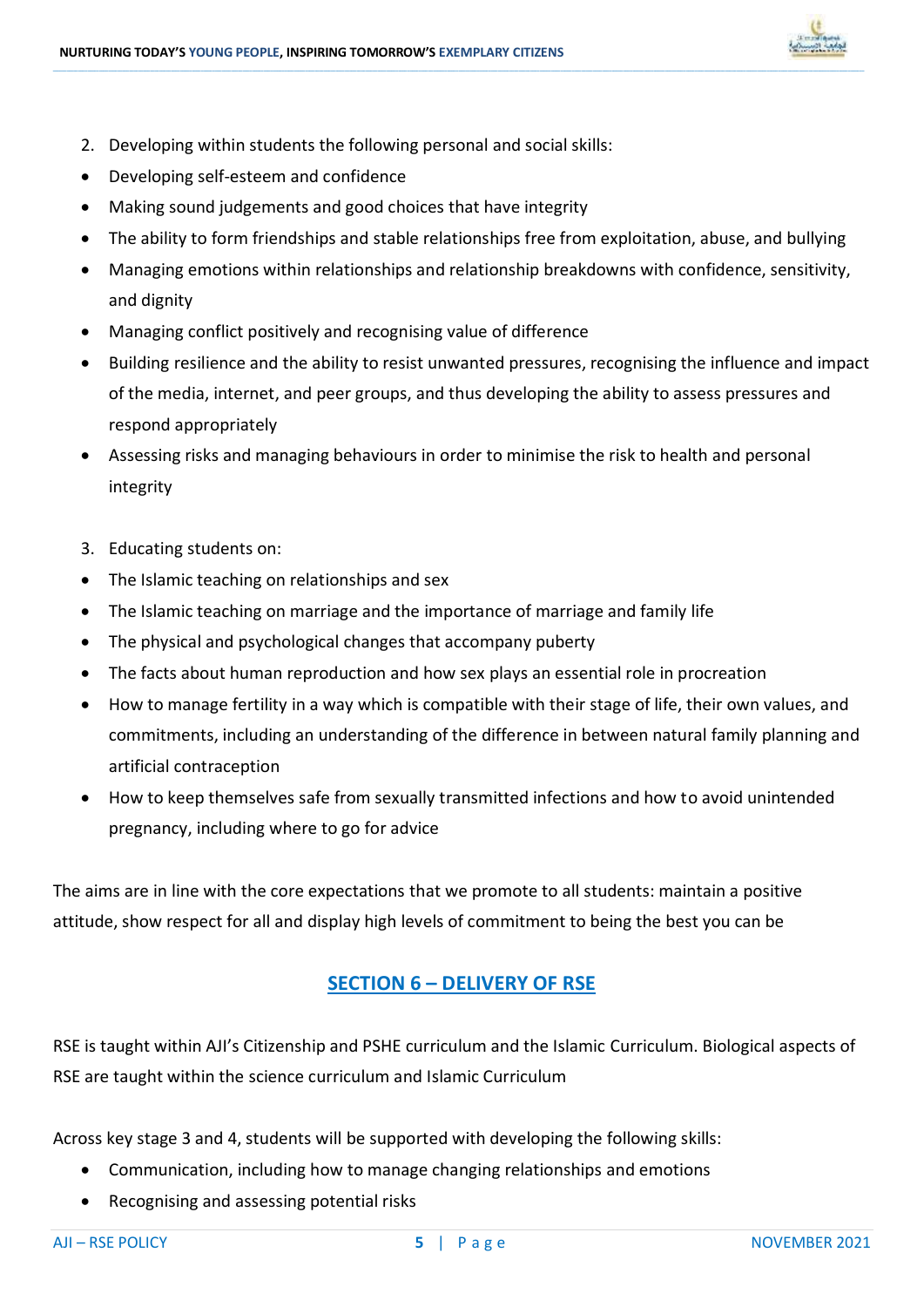2. Developing within students the following personal and social skills:

- Developing self-esteem and confidence
- Making sound judgements and good choices that have integrity
- The ability to form friendships and stable relationships free from exploitation, abuse, and bullying
- Managing emotions within relationships and relationship breakdowns with confidence, sensitivity, and dignity
- Managing conflict positively and recognising value of difference
- Building resilience and the ability to resist unwanted pressures, recognising the influence and impact of the media, internet, and peer groups, and thus developing the ability to assess pressures and respond appropriately
- Assessing risks and managing behaviours in order to minimise the risk to health and personal integrity

3. Educating students on:

- The Islamic teaching on relationships and sex
- The Islamic teaching on marriage and the importance of marriage and family life
- The physical and psychological changes that accompany puberty
- The facts about human reproduction and how sex plays an essential role in procreation
- How to manage fertility in a way which is compatible with their stage of life, their own values, and commitments, including an understanding of the difference in between natural family planning and artificial contraception
- How to keep themselves safe from sexually transmitted infections and how to avoid unintended pregnancy, including where to go for advice

The aims are in line with the core expectations that we promote to all students: maintain a positive attitude, show respect for all and display high levels of commitment to being the best you can be

## SECTION 6 – DELIVERY OF RSE

RSE is taught within AJI's Citizenship and PSHE curriculum and the Islamic Curriculum. Biological aspects of RSE are taught within the science curriculum and Islamic Curriculum

Across key stage 3 and 4, students will be supported with developing the following skills:

- Communication, including how to manage changing relationships and emotions
- Recognising and assessing potential risks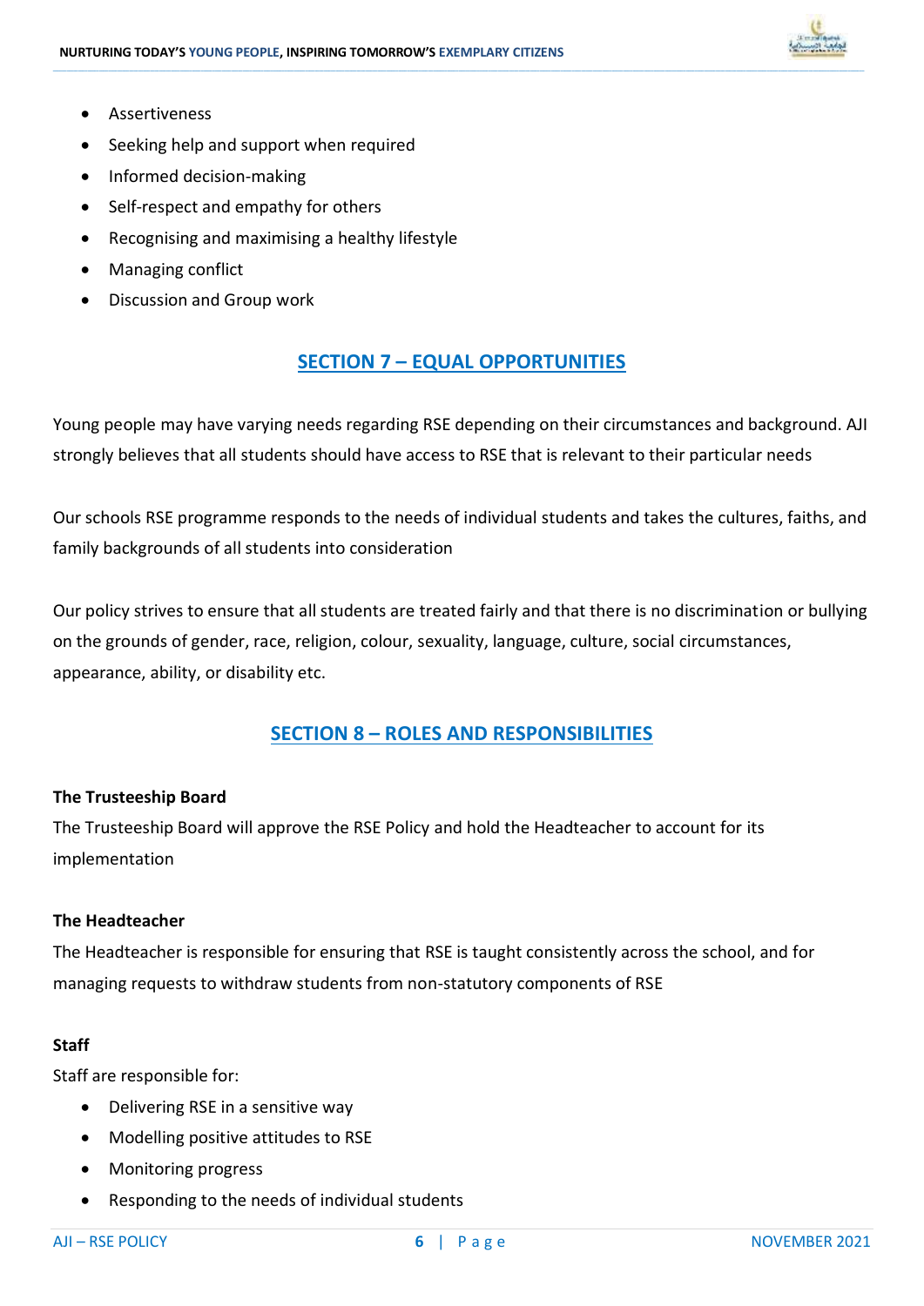- Assertiveness
- Seeking help and support when required
- Informed decision-making
- Self-respect and empathy for others
- Recognising and maximising a healthy lifestyle
- Managing conflict
- Discussion and Group work

## SECTION 7 – EQUAL OPPORTUNITIES

Young people may have varying needs regarding RSE depending on their circumstances and background. AJI strongly believes that all students should have access to RSE that is relevant to their particular needs

Our schools RSE programme responds to the needs of individual students and takes the cultures, faiths, and family backgrounds of all students into consideration

Our policy strives to ensure that all students are treated fairly and that there is no discrimination or bullying on the grounds of gender, race, religion, colour, sexuality, language, culture, social circumstances, appearance, ability, or disability etc.

## SECTION 8 – ROLES AND RESPONSIBILITIES

**The Trusteeship Board**

The Trusteeship Board will approve the RSE Policy and hold the Headteacher to account for its implementation

**The Headteacher**

The Headteacher is responsible for ensuring that RSE is taught consistently across the school, and for managing requests to withdraw students from non-statutory components of RSE

**Staff**

Staff are responsible for:

- Delivering RSE in a sensitive way
- Modelling positive attitudes to RSE
- Monitoring progress
- Responding to the needs of individual students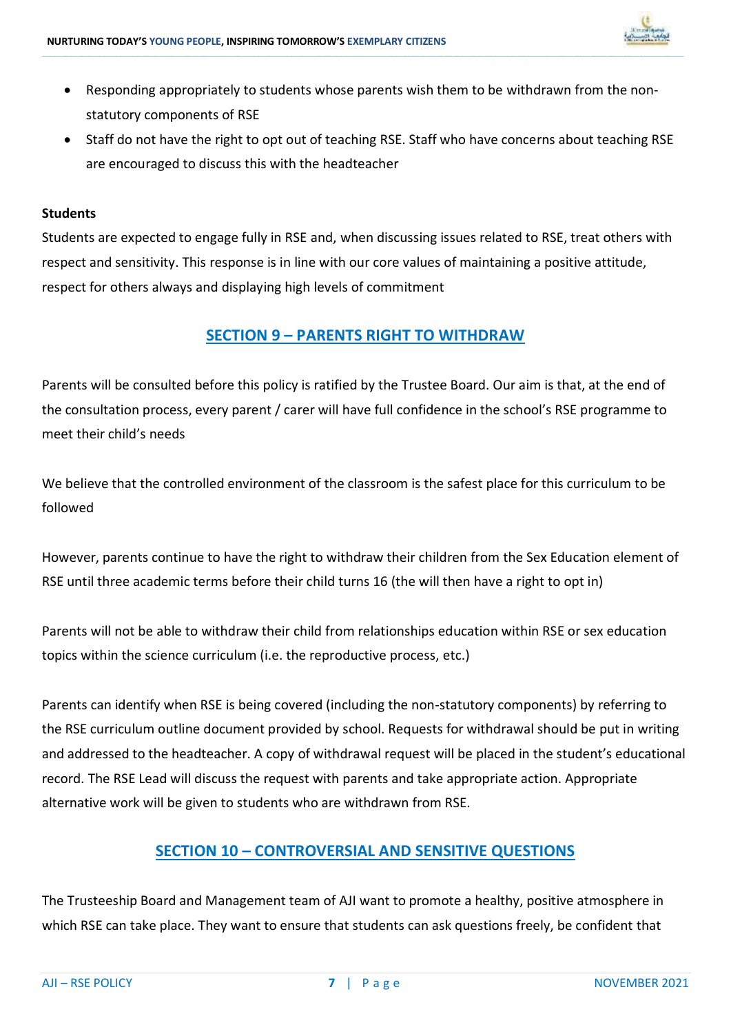- Responding appropriately to students whose parents wish them to be withdrawn from the non-statutory components of RSE
- Staff do not have the right to opt out of teaching RSE. Staff who have concerns about teaching RSE are encouraged to discuss this with the headteacher

**Students**

Students are expected to engage fully in RSE and, when discussing issues related to RSE, treat others with respect and sensitivity. This response is in line with our core values of maintaining a positive attitude, respect for others always and displaying high levels of commitment

## SECTION 9 – PARENTS RIGHT TO WITHDRAW

Parents will be consulted before this policy is ratified by the Trustee Board. Our aim is that, at the end of the consultation process, every parent / carer will have full confidence in the school's RSE programme to meet their child's needs

We believe that the controlled environment of the classroom is the safest place for this curriculum to be followed

However, parents continue to have the right to withdraw their children from the Sex Education element of RSE until three academic terms before their child turns 16 (the will then have a right to opt in)

Parents will not be able to withdraw their child from relationships education within RSE or sex education topics within the science curriculum (i.e. the reproductive process, etc.)

Parents can identify when RSE is being covered (including the non-statutory components) by referring to the RSE curriculum outline document provided by school. Requests for withdrawal should be put in writing and addressed to the headteacher. A copy of withdrawal request will be placed in the student's educational record. The RSE Lead will discuss the request with parents and take appropriate action. Appropriate alternative work will be given to students who are withdrawn from RSE.

## SECTION 10 – CONTROVERSIAL AND SENSITIVE QUESTIONS

The Trusteeship Board and Management team of AJI want to promote a healthy, positive atmosphere in which RSE can take place. They want to ensure that students can ask questions freely, be confident that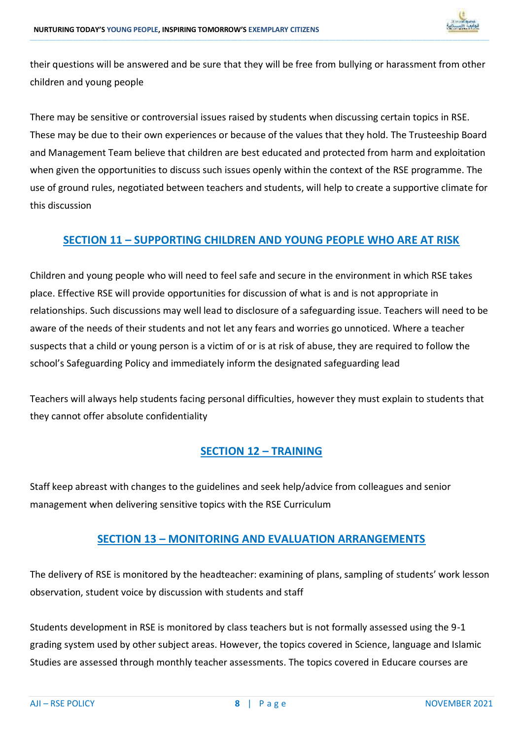their questions will be answered and be sure that they will be free from bullying or harassment from other children and young people

There may be sensitive or controversial issues raised by students when discussing certain topics in RSE. These may be due to their own experiences or because of the values that they hold. The Trusteeship Board and Management Team believe that children are best educated and protected from harm and exploitation when given the opportunities to discuss such issues openly within the context of the RSE programme. The use of ground rules, negotiated between teachers and students, will help to create a supportive climate for this discussion

## SECTION 11 – SUPPORTING CHILDREN AND YOUNG PEOPLE WHO ARE AT RISK

Children and young people who will need to feel safe and secure in the environment in which RSE takes place. Effective RSE will provide opportunities for discussion of what is and is not appropriate in relationships. Such discussions may well lead to disclosure of a safeguarding issue. Teachers will need to be aware of the needs of their students and not let any fears and worries go unnoticed. Where a teacher suspects that a child or young person is a victim of or is at risk of abuse, they are required to follow the school's Safeguarding Policy and immediately inform the designated safeguarding lead

Teachers will always help students facing personal difficulties, however they must explain to students that they cannot offer absolute confidentiality

## SECTION 12 – TRAINING

Staff keep abreast with changes to the guidelines and seek help/advice from colleagues and senior management when delivering sensitive topics with the RSE Curriculum

## SECTION 13 – MONITORING AND EVALUATION ARRANGEMENTS

The delivery of RSE is monitored by the headteacher: examining of plans, sampling of students' work lesson observation, student voice by discussion with students and staff

Students development in RSE is monitored by class teachers but is not formally assessed using the 9-1 grading system used by other subject areas. However, the topics covered in Science, language and Islamic Studies are assessed through monthly teacher assessments. The topics covered in Educare courses are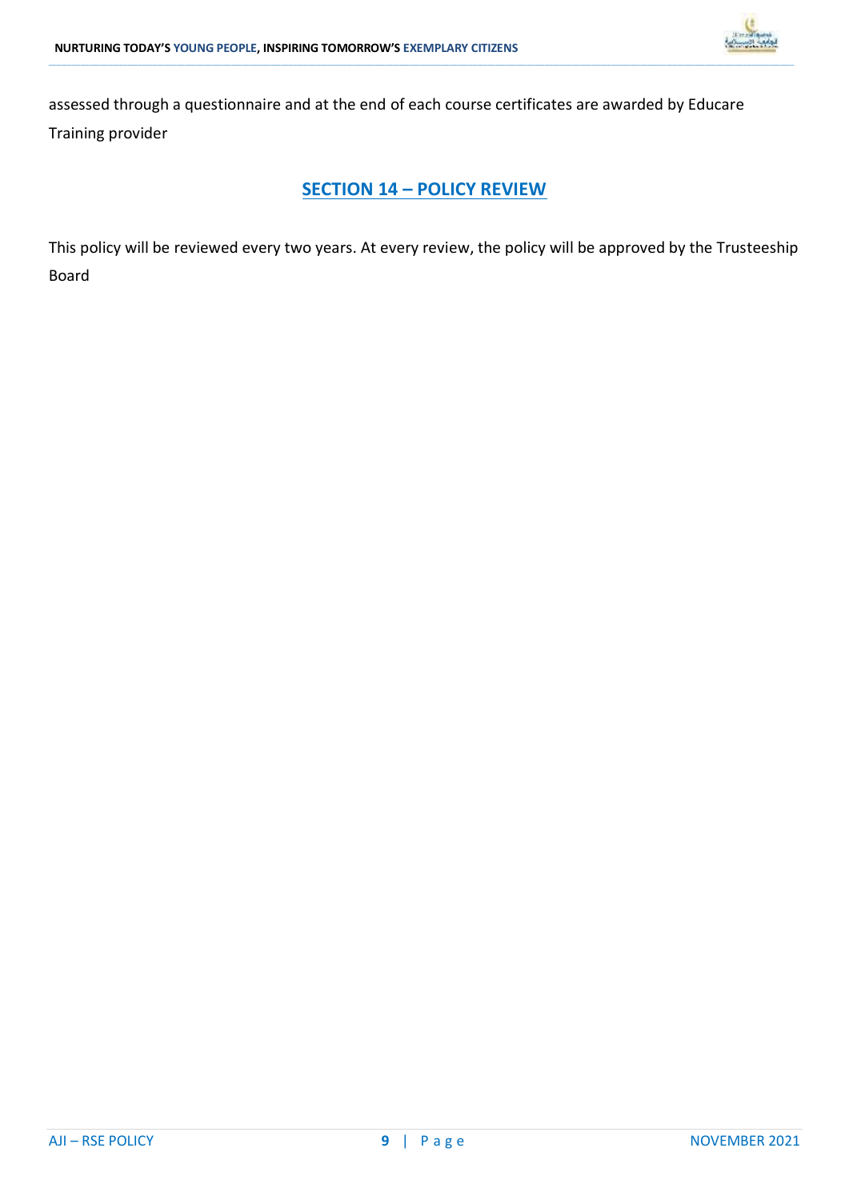assessed through a questionnaire and at the end of each course certificates are awarded by Educare Training provider

## SECTION 14 – POLICY REVIEW

This policy will be reviewed every two years. At every review, the policy will be approved by the Trusteeship Board